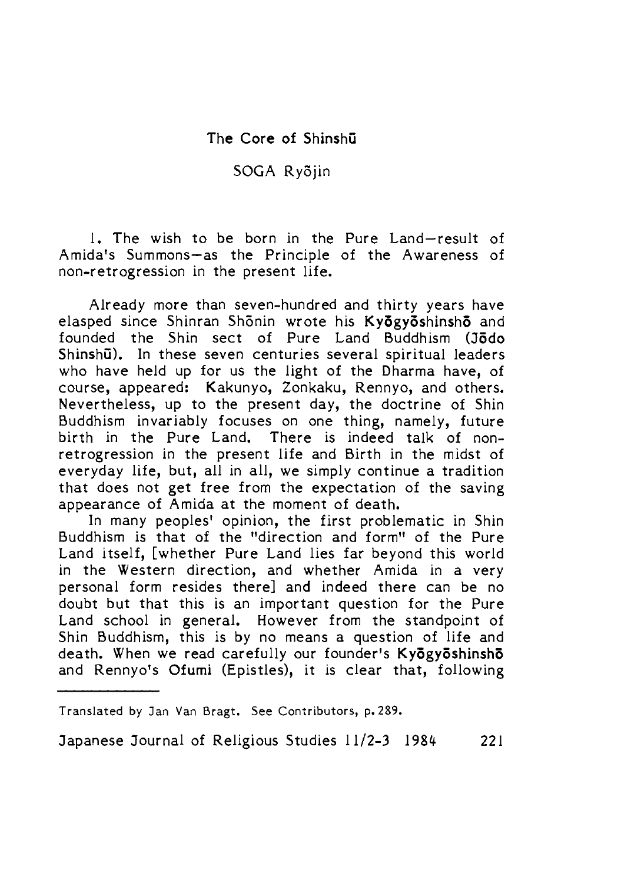# The Core of Shinshū

SOGA Ryōjin

## 1. The wish to be born in the Pure Land—result of Amida's Summons—as the Principle of the Awareness of non-retrogression in the present life.

Already more than seven-hundred and thirty years have elasped since Shinran Shōnin wrote his **Kyōgyōshinshō** and founded the Shin sect of Pure Land Buddhism (**Jōdo Shinshū**). In these seven centuries several spiritual leaders who have held up for us the light of the Dharma have, of course, appeared: Kakunyo, Zonkaku, Rennyo, and others. Nevertheless, up to the present day, the doctrine of Shin Buddhism invariably focuses on one thing, namely, future birth in the Pure Land. There is indeed talk of non-retrogression in the present life and Birth in the midst of everyday life, but, all in all, we simply continue a tradition that does not get free from the expectation of the saving appearance of Amida at the moment of death.

In many peoples' opinion, the first problematic in Shin Buddhism is that of the "direction and form" of the Pure Land itself, [whether Pure Land lies far beyond this world in the Western direction, and whether Amida in a very personal form resides there] and indeed there can be no doubt but that this is an important question for the Pure Land school in general. However from the standpoint of Shin Buddhism, this is by no means a question of life and death. When we read carefully our founder's **Kyōgyōshinshō** and Rennyo's **Ofumi** (Epistles), it is clear that, following

---

Translated by Jan Van Bragt. See Contributors, p. 289.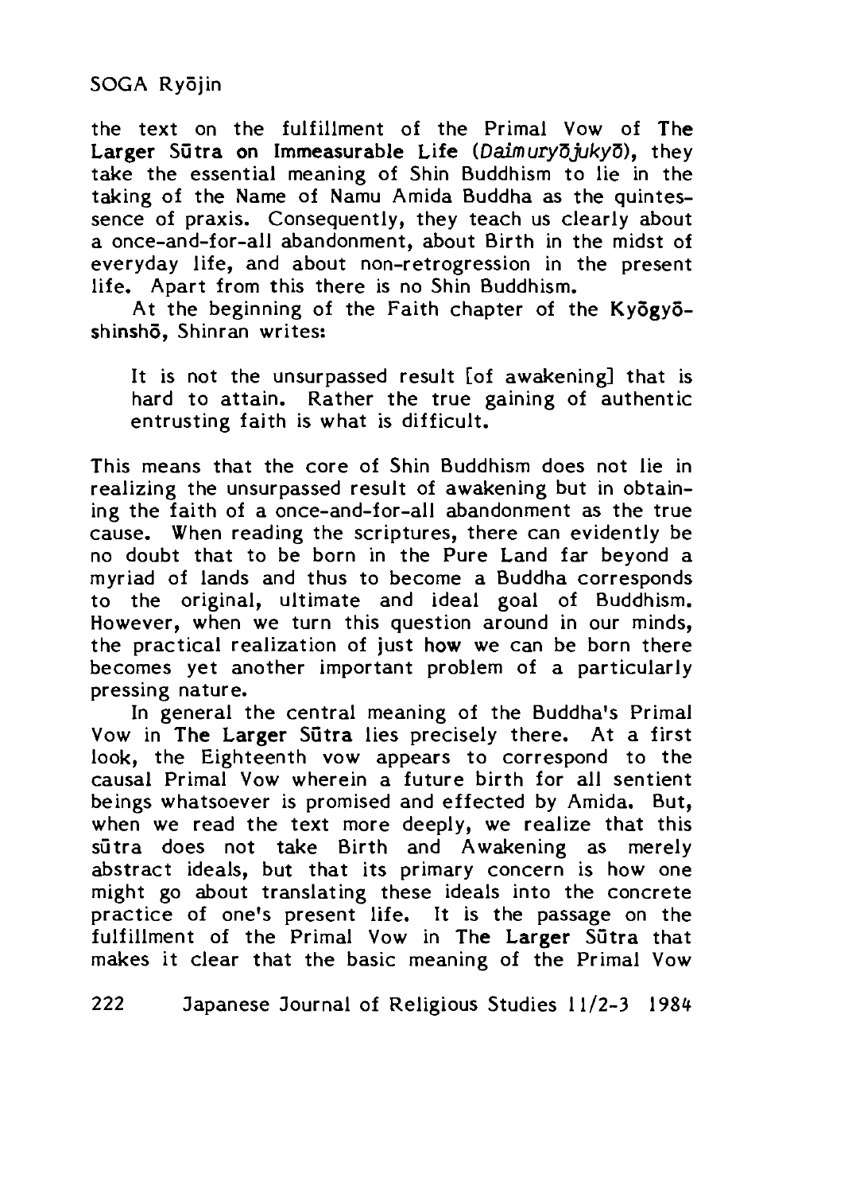the text on the fulfillment of the Primal Vow of **The Larger Sūtra on Immeasurable Life** (*Daimuryōjukyō*), they take the essential meaning of Shin Buddhism to lie in the taking of the Name of Namu Amida Buddha as the quintessence of praxis. Consequently, they teach us clearly about a once-and-for-all abandonment, about Birth in the midst of everyday life, and about non-retrogression in the present life. Apart from this there is no Shin Buddhism.

At the beginning of the Faith chapter of the Kyōgyōshinshō, Shinran writes:

> It is not the unsurpassed result [of awakening] that is hard to attain. Rather the true gaining of authentic entrusting faith is what is difficult.

This means that the core of Shin Buddhism does not lie in realizing the unsurpassed result of awakening but in obtaining the faith of a once-and-for-all abandonment as the true cause. When reading the scriptures, there can evidently be no doubt that to be born in the Pure Land far beyond a myriad of lands and thus to become a Buddha corresponds to the original, ultimate and ideal goal of Buddhism. However, when we turn this question around in our minds, the practical realization of just **how** we can be born there becomes yet another important problem of a particularly pressing nature.

In general the central meaning of the Buddha's Primal Vow in **The Larger Sūtra** lies precisely there. At a first look, the Eighteenth vow appears to correspond to the causal Primal Vow wherein a future birth for all sentient beings whatsoever is promised and effected by Amida. But, when we read the text more deeply, we realize that this sūtra does not take Birth and Awakening as merely abstract ideals, but that its primary concern is how one might go about translating these ideals into the concrete practice of one's present life. It is the passage on the fulfillment of the Primal Vow in **The Larger** Sūtra that makes it clear that the basic meaning of the Primal Vow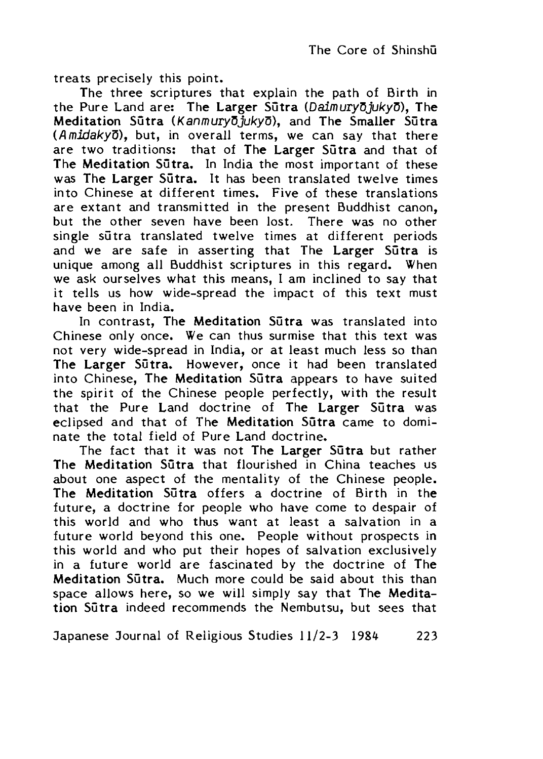treats precisely this point.

The three scriptures that explain the path of Birth in the Pure Land are: **The Larger Sūtra** (*Daimuryōjukyō*), **The Meditation Sūtra** (*Kanmuryōjukyō*), and **The Smaller Sūtra** (*Amidakyō*), but, in overall terms, we can say that there are two traditions: that of **The Larger Sūtra** and that of **The Meditation Sūtra.** In India the most important of these was **The Larger Sūtra.** It has been translated twelve times into Chinese at different times. Five of these translations are extant and transmitted in the present Buddhist canon, but the other seven have been lost. There was no other single sūtra translated twelve times at different periods and we are safe in asserting that **The Larger Sūtra** is unique among all Buddhist scriptures in this regard. When we ask ourselves what this means, I am inclined to say that it tells us how wide-spread the impact of this text must have been in India.

In contrast, **The Meditation Sūtra** was translated into Chinese only once. We can thus surmise that this text was not very wide-spread in India, or at least much less so than **The Larger Sūtra.** However, once it had been translated into Chinese, **The Meditation Sūtra** appears to have suited the spirit of the Chinese people perfectly, with the result that the Pure Land doctrine of **The Larger Sūtra** was eclipsed and that of **The Meditation Sūtra** came to dominate the total field of Pure Land doctrine.

The fact that it was not **The Larger Sūtra** but rather **The Meditation Sūtra** that flourished in China teaches us about one aspect of the mentality of the Chinese people. **The Meditation Sūtra** offers a doctrine of Birth in the future, a doctrine for people who have come to despair of this world and who thus want at least a salvation in a future world beyond this one. People without prospects in this world and who put their hopes of salvation exclusively in a future world are fascinated by the doctrine of **The Meditation Sūtra.** Much more could be said about this than space allows here, so we will simply say that **The Meditation Sūtra** indeed recommends the Nembutsu, but sees that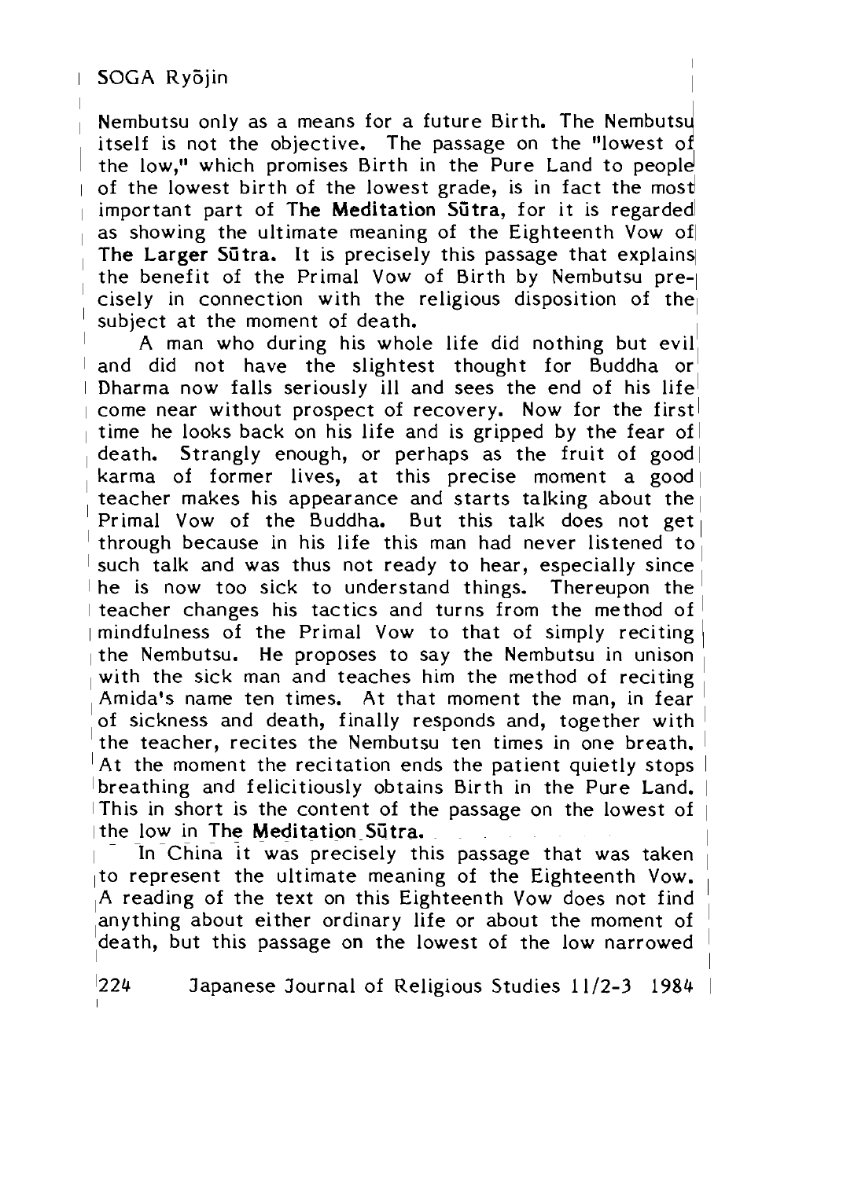Nembutsu only as a means for a future Birth. The Nembutsu itself is not the objective. The passage on the "lowest of the low," which promises Birth in the Pure Land to people of the lowest birth of the lowest grade, is in fact the most important part of **The Meditation Sūtra**, for it is regarded as showing the ultimate meaning of the Eighteenth Vow of **The Larger Sūtra**. It is precisely this passage that explains the benefit of the Primal Vow of Birth by Nembutsu precisely in connection with the religious disposition of the subject at the moment of death.

A man who during his whole life did nothing but evil and did not have the slightest thought for Buddha or Dharma now falls seriously ill and sees the end of his life come near without prospect of recovery. Now for the first time he looks back on his life and is gripped by the fear of death. Strangely enough, or perhaps as the fruit of good karma of former lives, at this precise moment a good teacher makes his appearance and starts talking about the Primal Vow of the Buddha. But this talk does not get through because in his life this man had never listened to such talk and was thus not ready to hear, especially since he is now too sick to understand things. Thereupon the teacher changes his tactics and turns from the method of mindfulness of the Primal Vow to that of simply reciting the Nembutsu. He proposes to say the Nembutsu in unison with the sick man and teaches him the method of reciting Amida's name ten times. At that moment the man, in fear of sickness and death, finally responds and, together with the teacher, recites the Nembutsu ten times in one breath. At the moment the recitation ends the patient quietly stops breathing and felicitiously obtains Birth in the Pure Land. This in short is the content of the passage on the lowest of the low in **The Meditation Sūtra**.

In China it was precisely this passage that was taken to represent the ultimate meaning of the Eighteenth Vow. A reading of the text on this Eighteenth Vow does not find anything about either ordinary life or about the moment of death, but this passage on the lowest of the low narrowed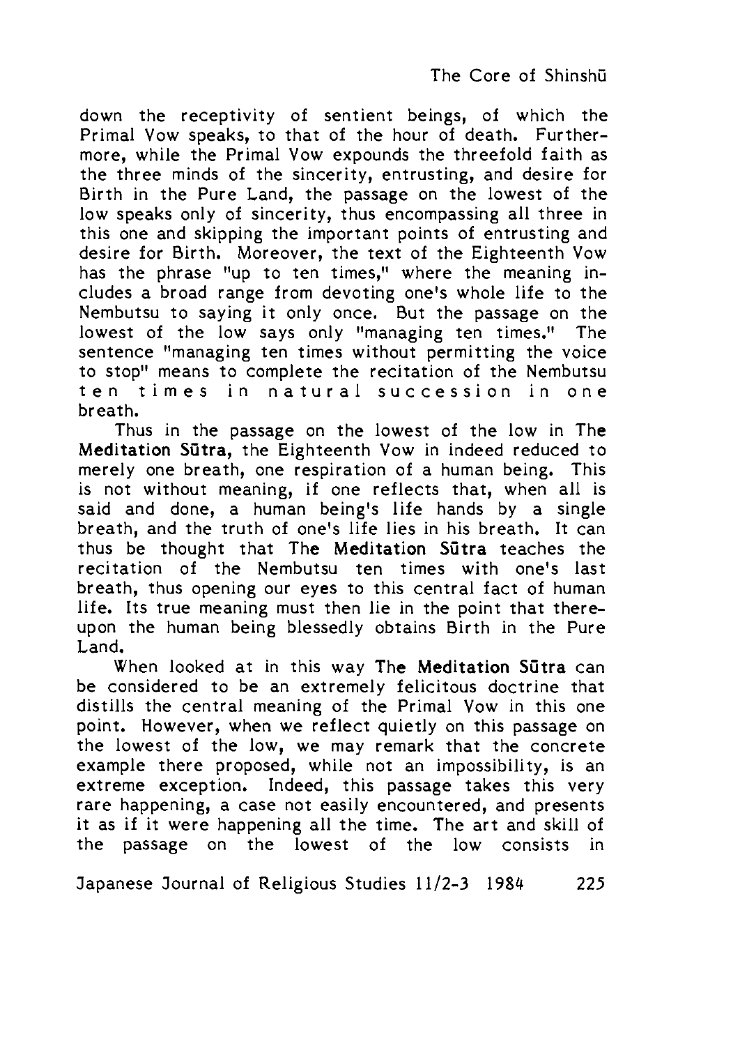down the receptivity of sentient beings, of which the Primal Vow speaks, to that of the hour of death. Furthermore, while the Primal Vow expounds the threefold faith as the three minds of the sincerity, entrusting, and desire for Birth in the Pure Land, the passage on the lowest of the low speaks only of sincerity, thus encompassing all three in this one and skipping the important points of entrusting and desire for Birth. Moreover, the text of the Eighteenth Vow has the phrase "up to ten times," where the meaning includes a broad range from devoting one's whole life to the Nembutsu to saying it only once. But the passage on the lowest of the low says only "managing ten times." The sentence "managing ten times without permitting the voice to stop" means to complete the recitation of the Nembutsu ten times in natural succession in one breath.

Thus in the passage on the lowest of the low in **The Meditation Sūtra**, the Eighteenth Vow in indeed reduced to merely one breath, one respiration of a human being. This is not without meaning, if one reflects that, when all is said and done, a human being's life hands by a single breath, and the truth of one's life lies in his breath. It can thus be thought that **The Meditation Sūtra** teaches the recitation of the Nembutsu ten times with one's last breath, thus opening our eyes to this central fact of human life. Its true meaning must then lie in the point that thereupon the human being blessedly obtains Birth in the Pure Land.

When looked at in this way **The Meditation Sūtra** can be considered to be an extremely felicitous doctrine that distills the central meaning of the Primal Vow in this one point. However, when we reflect quietly on this passage on the lowest of the low, we may remark that the concrete example there proposed, while not an impossibility, is an extreme exception. Indeed, this passage takes this very rare happening, a case not easily encountered, and presents it as if it were happening all the time. The art and skill of the passage on the lowest of the low consists in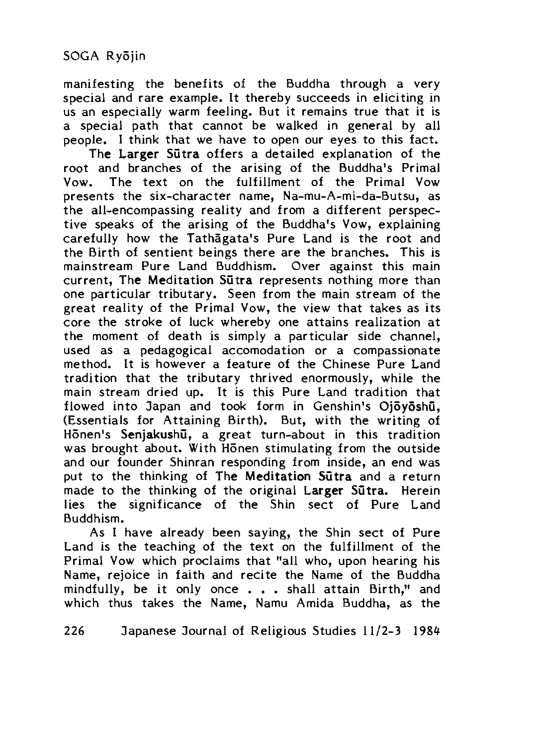manifesting the benefits of the Buddha through a very special and rare example. It thereby succeeds in eliciting in us an especially warm feeling. But it remains true that it is a special path that cannot be walked in general by all people. I think that we have to open our eyes to this fact.

**The Larger Sūtra** offers a detailed explanation of the root and branches of the arising of the Buddha's Primal Vow. The text on the fulfillment of the Primal Vow presents the six-character name, Na-mu-A-mi-da-Butsu, as the all-encompassing reality and from a different perspective speaks of the arising of the Buddha's Vow, explaining carefully how the Tathāgata's Pure Land is the root and the Birth of sentient beings there are the branches. This is mainstream Pure Land Buddhism. Over against this main current, **The Meditation Sūtra** represents nothing more than one particular tributary. Seen from the main stream of the great reality of the Primal Vow, the view that takes as its core the stroke of luck whereby one attains realization at the moment of death is simply a particular side channel, used as a pedagogical accomodation or a compassionate method. It is however a feature of the Chinese Pure Land tradition that the tributary thrived enormously, while the main stream dried up. It is this Pure Land tradition that flowed into Japan and took form in Genshin's **Ojōyōshū**, (Essentials for Attaining Birth). But, with the writing of Hōnen's **Senjakushū**, a great turn-about in this tradition was brought about. With Hōnen stimulating from the outside and our founder Shinran responding from inside, an end was put to the thinking of **The Meditation Sūtra** and a return made to the thinking of the original **Larger Sūtra**. Herein lies the significance of the Shin sect of Pure Land Buddhism.

As I have already been saying, the Shin sect of Pure Land is the teaching of the text on the fulfillment of the Primal Vow which proclaims that "all who, upon hearing his Name, rejoice in faith and recite the Name of the Buddha mindfully, be it only once . . . shall attain Birth," and which thus takes the Name, Namu Amida Buddha, as the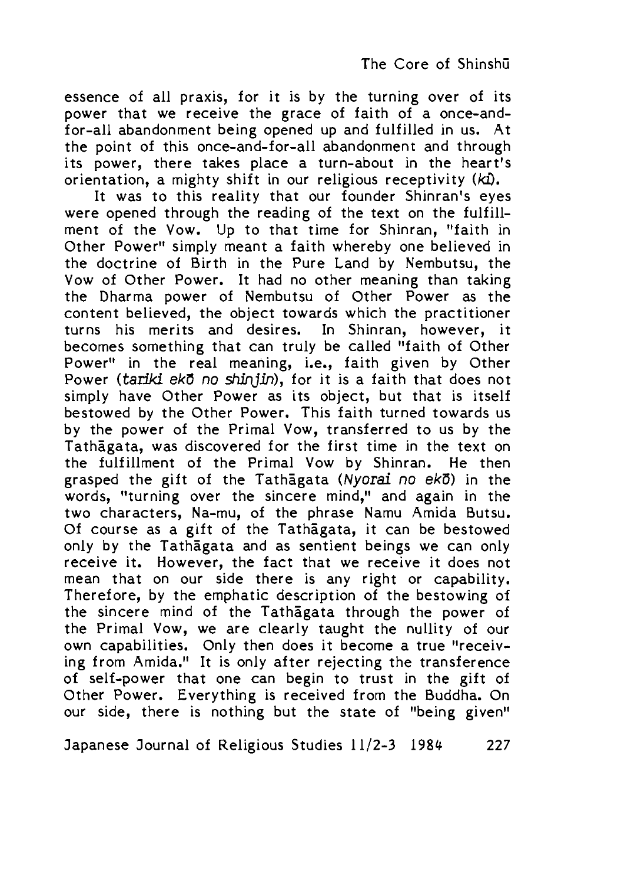essence of all praxis, for it is by the turning over of its power that we receive the grace of faith of a once-and-for-all abandonment being opened up and fulfilled in us. At the point of this once-and-for-all abandonment and through its power, there takes place a turn-about in the heart's orientation, a mighty shift in our religious receptivity (*ki*).

It was to this reality that our founder Shinran's eyes were opened through the reading of the text on the fulfillment of the Vow. Up to that time for Shinran, "faith in Other Power" simply meant a faith whereby one believed in the doctrine of Birth in the Pure Land by Nembutsu, the Vow of Other Power. It had no other meaning than taking the Dharma power of Nembutsu of Other Power as the content believed, the object towards which the practitioner turns his merits and desires. In Shinran, however, it becomes something that can truly be called "faith of Other Power" in the real meaning, i.e., faith given by Other Power (*tariki ekō no shinjin*), for it is a faith that does not simply have Other Power as its object, but that is itself bestowed by the Other Power. This faith turned towards us by the power of the Primal Vow, transferred to us by the Tathāgata, was discovered for the first time in the text on the fulfillment of the Primal Vow by Shinran. He then grasped the gift of the Tathāgata (*Nyorai no ekō*) in the words, "turning over the sincere mind," and again in the two characters, Na-mu, of the phrase Namu Amida Butsu. Of course as a gift of the Tathāgata, it can be bestowed only by the Tathāgata and as sentient beings we can only receive it. However, the fact that we receive it does not mean that on our side there is any right or capability. Therefore, by the emphatic description of the bestowing of the sincere mind of the Tathāgata through the power of the Primal Vow, we are clearly taught the nullity of our own capabilities. Only then does it become a true "receiving from Amida." It is only after rejecting the transference of self-power that one can begin to trust in the gift of Other Power. Everything is received from the Buddha. On our side, there is nothing but the state of "being given"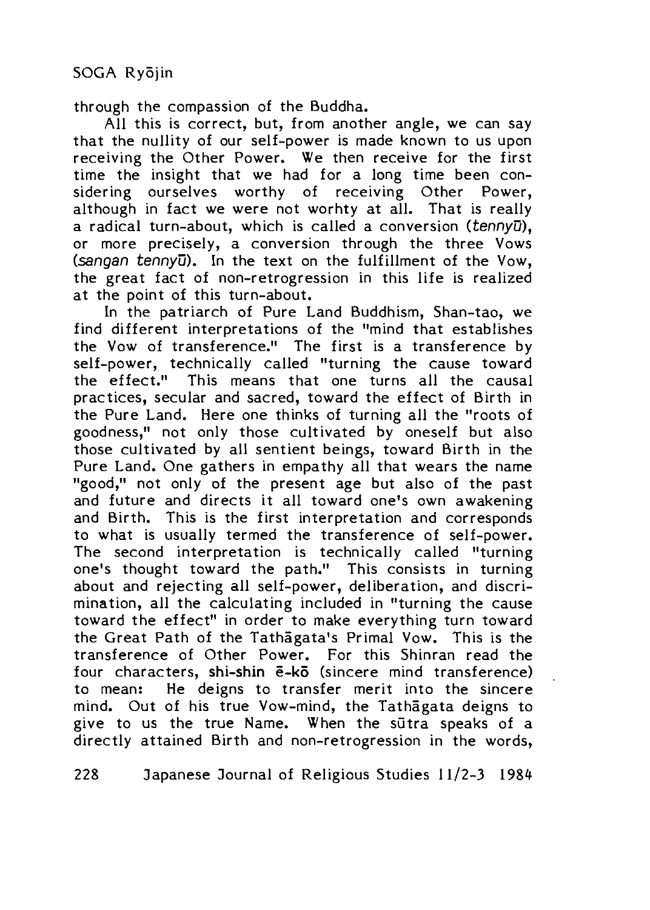through the compassion of the Buddha.

All this is correct, but, from another angle, we can say that the nullity of our self-power is made known to us upon receiving the Other Power. We then receive for the first time the insight that we had for a long time been considering ourselves worthy of receiving Other Power, although in fact we were not worhty at all. That is really a radical turn-about, which is called a conversion (*tennyū*), or more precisely, a conversion through the three Vows (*sangan tennyū*). In the text on the fulfillment of the Vow, the great fact of non-retrogression in this life is realized at the point of this turn-about.

In the patriarch of Pure Land Buddhism, Shan-tao, we find different interpretations of the "mind that establishes the Vow of transference." The first is a transference by self-power, technically called "turning the cause toward the effect." This means that one turns all the causal practices, secular and sacred, toward the effect of Birth in the Pure Land. Here one thinks of turning all the "roots of goodness," not only those cultivated by oneself but also those cultivated by all sentient beings, toward Birth in the Pure Land. One gathers in empathy all that wears the name "good," not only of the present age but also of the past and future and directs it all toward one's own awakening and Birth. This is the first interpretation and corresponds to what is usually termed the transference of self-power. The second interpretation is technically called "turning one's thought toward the path." This consists in turning about and rejecting all self-power, deliberation, and discrimination, all the calculating included in "turning the cause toward the effect" in order to make everything turn toward the Great Path of the Tathāgata's Primal Vow. This is the transference of Other Power. For this Shinran read the four characters, **shi-shin ē-kō** (sincere mind transference) to mean: He deigns to transfer merit into the sincere mind. Out of his true Vow-mind, the Tathāgata deigns to give to us the true Name. When the sūtra speaks of a directly attained Birth and non-retrogression in the words,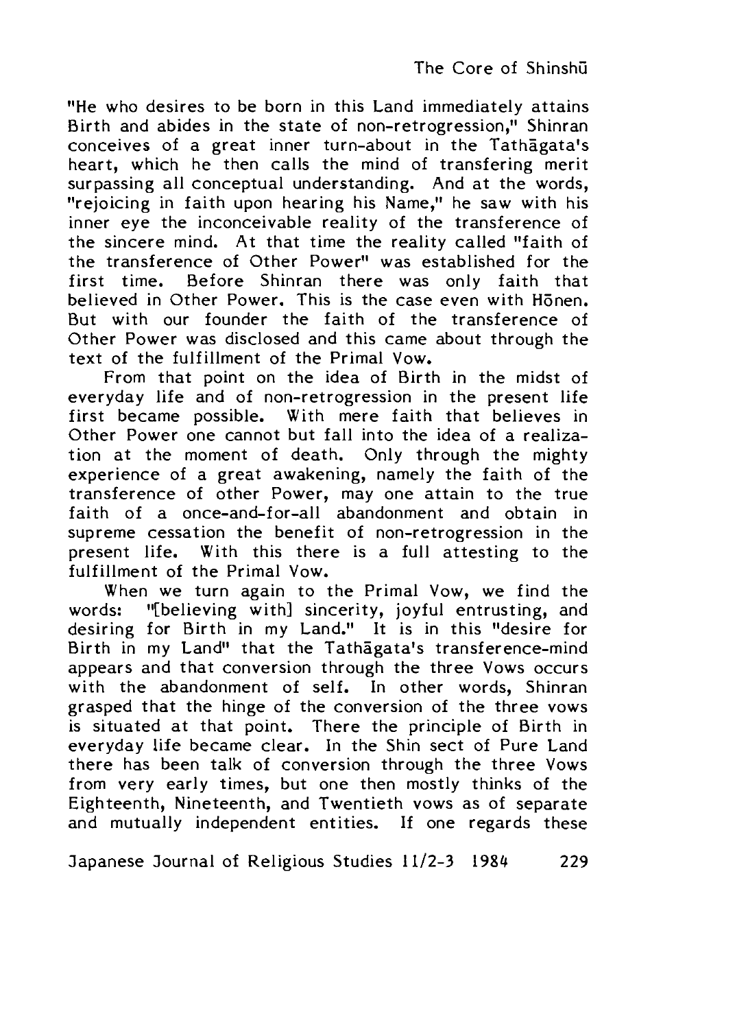"He who desires to be born in this Land immediately attains Birth and abides in the state of non-retrogression," Shinran conceives of a great inner turn-about in the Tathāgata's heart, which he then calls the mind of transfering merit surpassing all conceptual understanding. And at the words, "rejoicing in faith upon hearing his Name," he saw with his inner eye the inconceivable reality of the transference of the sincere mind. At that time the reality called "faith of the transference of Other Power" was established for the first time. Before Shinran there was only faith that believed in Other Power. This is the case even with Hōnen. But with our founder the faith of the transference of Other Power was disclosed and this came about through the text of the fulfillment of the Primal Vow.

From that point on the idea of Birth in the midst of everyday life and of non-retrogression in the present life first became possible. With mere faith that believes in Other Power one cannot but fall into the idea of a realization at the moment of death. Only through the mighty experience of a great awakening, namely the faith of the transference of other Power, may one attain to the true faith of a once-and-for-all abandonment and obtain in supreme cessation the benefit of non-retrogression in the present life. With this there is a full attesting to the fulfillment of the Primal Vow.

When we turn again to the Primal Vow, we find the words: "[believing with] sincerity, joyful entrusting, and desiring for Birth in my Land." It is in this "desire for Birth in my Land" that the Tathāgata's transference-mind appears and that conversion through the three Vows occurs with the abandonment of self. In other words, Shinran grasped that the hinge of the conversion of the three vows is situated at that point. There the principle of Birth in everyday life became clear. In the Shin sect of Pure Land there has been talk of conversion through the three Vows from very early times, but one then mostly thinks of the Eighteenth, Nineteenth, and Twentieth vows as of separate and mutually independent entities. If one regards these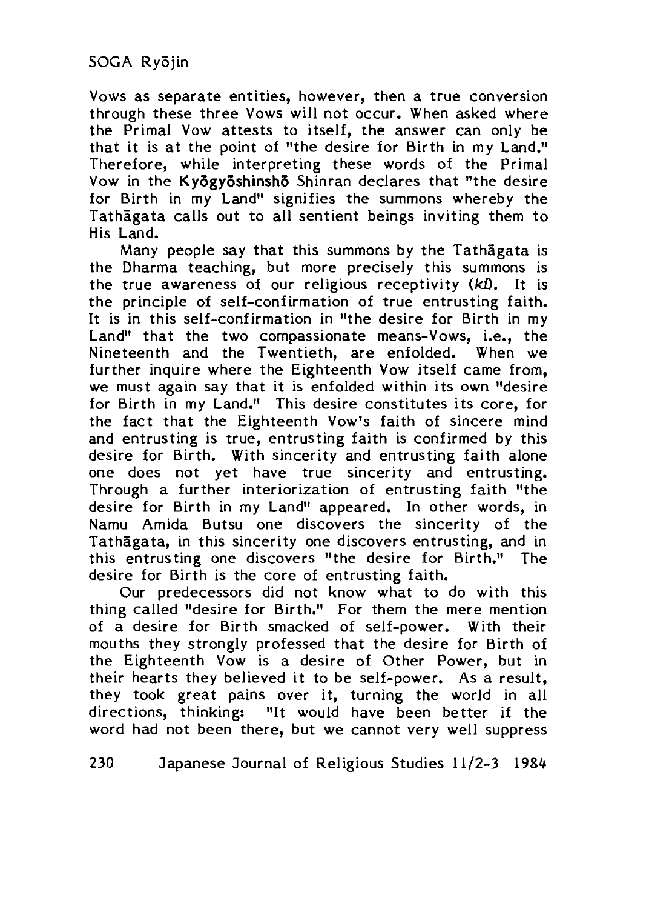Vows as separate entities, however, then a true conversion through these three Vows will not occur. When asked where the Primal Vow attests to itself, the answer can only be that it is at the point of "the desire for Birth in my Land." Therefore, while interpreting these words of the Primal Vow in the **Kyōgyōshinshō** Shinran declares that "the desire for Birth in my Land" signifies the summons whereby the Tathāgata calls out to all sentient beings inviting them to His Land.

Many people say that this summons by the Tathāgata is the Dharma teaching, but more precisely this summons is the true awareness of our religious receptivity (*ki*). It is the principle of self-confirmation of true entrusting faith. It is in this self-confirmation in "the desire for Birth in my Land" that the two compassionate means-Vows, i.e., the Nineteenth and the Twentieth, are enfolded. When we further inquire where the Eighteenth Vow itself came from, we must again say that it is enfolded within its own "desire for Birth in my Land." This desire constitutes its core, for the fact that the Eighteenth Vow's faith of sincere mind and entrusting is true, entrusting faith is confirmed by this desire for Birth. With sincerity and entrusting faith alone one does not yet have true sincerity and entrusting. Through a further interiorization of entrusting faith "the desire for Birth in my Land" appeared. In other words, in Namu Amida Butsu one discovers the sincerity of the Tathāgata, in this sincerity one discovers entrusting, and in this entrusting one discovers "the desire for Birth." The desire for Birth is the core of entrusting faith.

Our predecessors did not know what to do with this thing called "desire for Birth." For them the mere mention of a desire for Birth smacked of self-power. With their mouths they strongly professed that the desire for Birth of the Eighteenth Vow is a desire of Other Power, but in their hearts they believed it to be self-power. As a result, they took great pains over it, turning the world in all directions, thinking: "It would have been better if the word had not been there, but we cannot very well suppress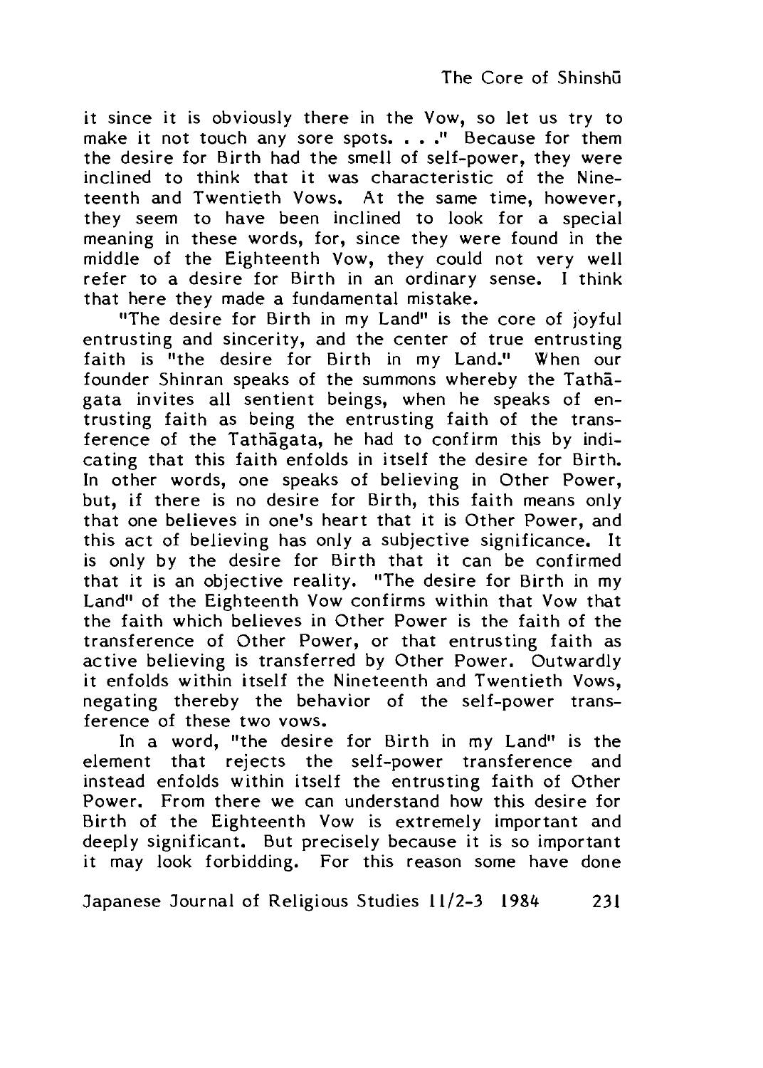it since it is obviously there in the Vow, so let us try to make it not touch any sore spots. . . ." Because for them the desire for Birth had the smell of self-power, they were inclined to think that it was characteristic of the Nineteenth and Twentieth Vows. At the same time, however, they seem to have been inclined to look for a special meaning in these words, for, since they were found in the middle of the Eighteenth Vow, they could not very well refer to a desire for Birth in an ordinary sense. I think that here they made a fundamental mistake.

"The desire for Birth in my Land" is the core of joyful entrusting and sincerity, and the center of true entrusting faith is "the desire for Birth in my Land." When our founder Shinran speaks of the summons whereby the Tathāgata invites all sentient beings, when he speaks of entrusting faith as being the entrusting faith of the transference of the Tathāgata, he had to confirm this by indicating that this faith enfolds in itself the desire for Birth. In other words, one speaks of believing in Other Power, but, if there is no desire for Birth, this faith means only that one believes in one's heart that it is Other Power, and this act of believing has only a subjective significance. It is only by the desire for Birth that it can be confirmed that it is an objective reality. "The desire for Birth in my Land" of the Eighteenth Vow confirms within that Vow that the faith which believes in Other Power is the faith of the transference of Other Power, or that entrusting faith as active believing is transferred by Other Power. Outwardly it enfolds within itself the Nineteenth and Twentieth Vows, negating thereby the behavior of the self-power transference of these two vows.

In a word, "the desire for Birth in my Land" is the element that rejects the self-power transference and instead enfolds within itself the entrusting faith of Other Power. From there we can understand how this desire for Birth of the Eighteenth Vow is extremely important and deeply significant. But precisely because it is so important it may look forbidding. For this reason some have done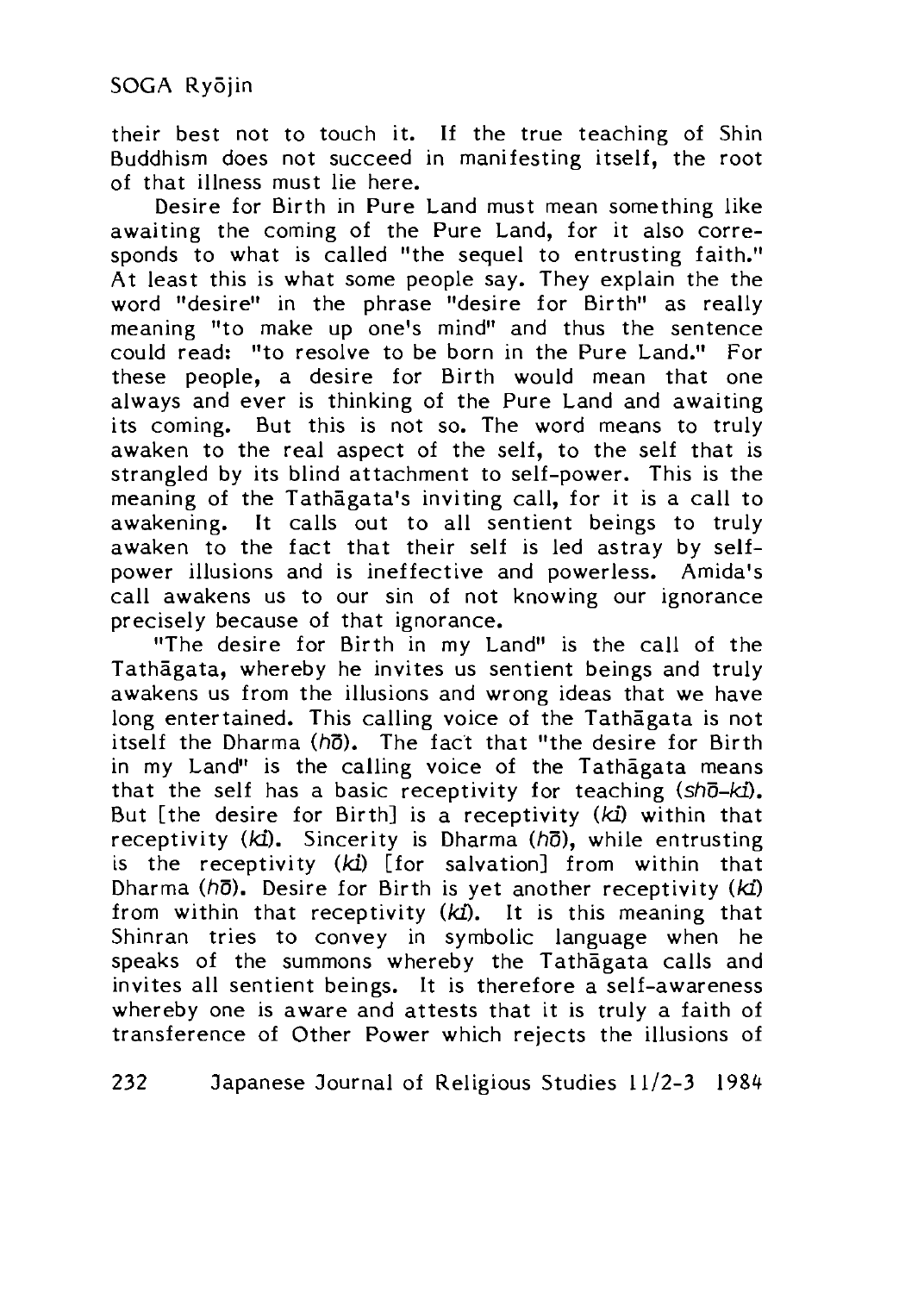their best not to touch it. If the true teaching of Shin Buddhism does not succeed in manifesting itself, the root of that illness must lie here.

Desire for Birth in Pure Land must mean something like awaiting the coming of the Pure Land, for it also corresponds to what is called "the sequel to entrusting faith." At least this is what some people say. They explain the the word "desire" in the phrase "desire for Birth" as really meaning "to make up one's mind" and thus the sentence could read: "to resolve to be born in the Pure Land." For these people, a desire for Birth would mean that one always and ever is thinking of the Pure Land and awaiting its coming. But this is not so. The word means to truly awaken to the real aspect of the self, to the self that is strangled by its blind attachment to self-power. This is the meaning of the Tathāgata's inviting call, for it is a call to awakening. It calls out to all sentient beings to truly awaken to the fact that their self is led astray by self-power illusions and is ineffective and powerless. Amida's call awakens us to our sin of not knowing our ignorance precisely because of that ignorance.

"The desire for Birth in my Land" is the call of the Tathāgata, whereby he invites us sentient beings and truly awakens us from the illusions and wrong ideas that we have long entertained. This calling voice of the Tathāgata is not itself the Dharma (*hō*). The fact that "the desire for Birth in my Land" is the calling voice of the Tathāgata means that the self has a basic receptivity for teaching (*shō-ki*). But [the desire for Birth] is a receptivity (*ki*) within that receptivity (*ki*). Sincerity is Dharma (*hō*), while entrusting is the receptivity (*ki*) [for salvation] from within that Dharma (*hō*). Desire for Birth is yet another receptivity (*ki*) from within that receptivity (*ki*). It is this meaning that Shinran tries to convey in symbolic language when he speaks of the summons whereby the Tathāgata calls and invites all sentient beings. It is therefore a self-awareness whereby one is aware and attests that it is truly a faith of transference of Other Power which rejects the illusions of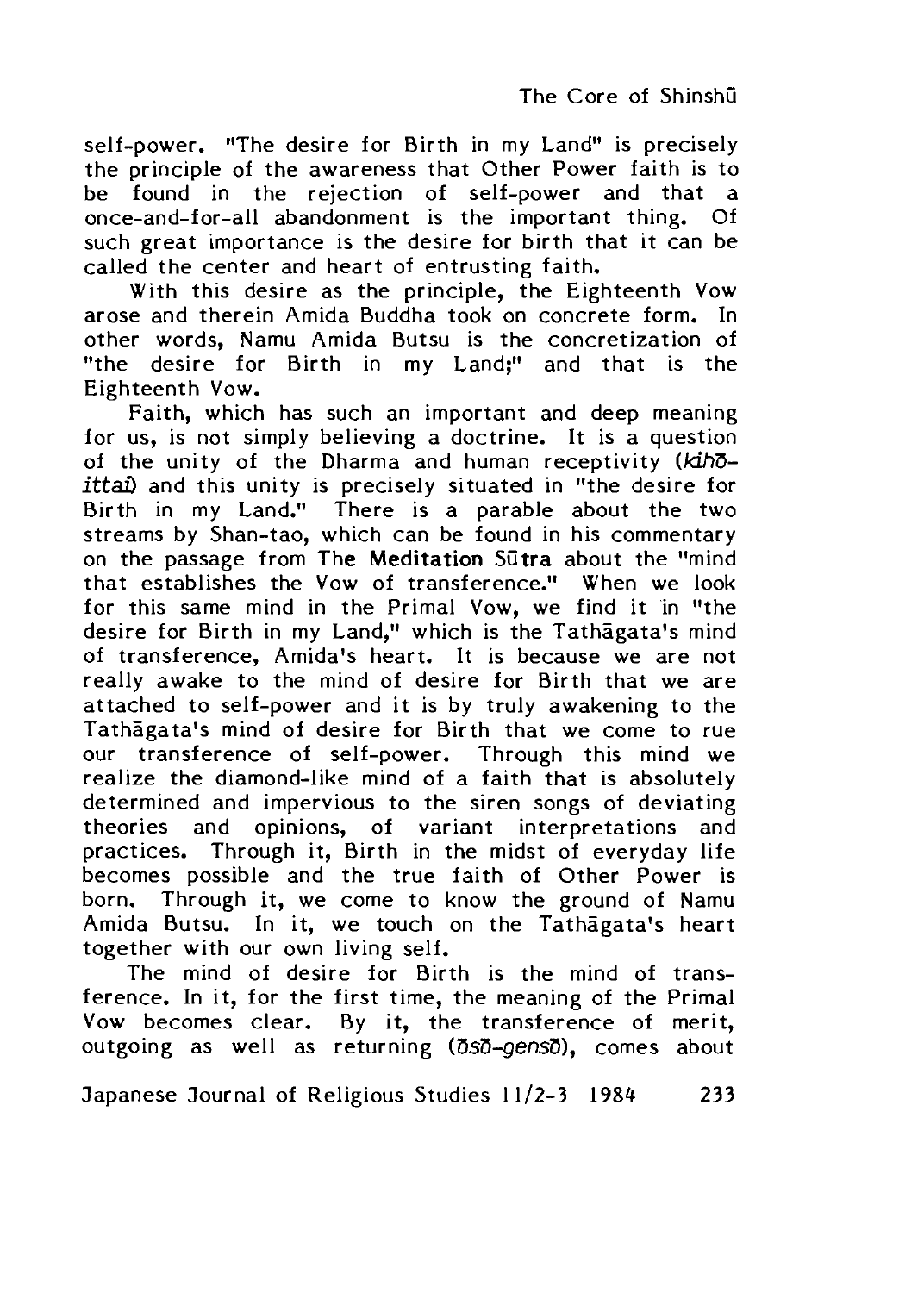self-power. "The desire for Birth in my Land" is precisely the principle of the awareness that Other Power faith is to be found in the rejection of self-power and that a once-and-for-all abandonment is the important thing. Of such great importance is the desire for birth that it can be called the center and heart of entrusting faith.

With this desire as the principle, the Eighteenth Vow arose and therein Amida Buddha took on concrete form. In other words, Namu Amida Butsu is the concretization of "the desire for Birth in my Land;" and that is the Eighteenth Vow.

Faith, which has such an important and deep meaning for us, is not simply believing a doctrine. It is a question of the unity of the Dharma and human receptivity (*kihō-ittai*) and this unity is precisely situated in "the desire for Birth in my Land." There is a parable about the two streams by Shan-tao, which can be found in his commentary on the passage from **The Meditation Sūtra** about the "mind that establishes the Vow of transference." When we look for this same mind in the Primal Vow, we find it in "the desire for Birth in my Land," which is the Tathāgata's mind of transference, Amida's heart. It is because we are not really awake to the mind of desire for Birth that we are attached to self-power and it is by truly awakening to the Tathāgata's mind of desire for Birth that we come to rue our transference of self-power. Through this mind we realize the diamond-like mind of a faith that is absolutely determined and impervious to the siren songs of deviating theories and opinions, of variant interpretations and practices. Through it, Birth in the midst of everyday life becomes possible and the true faith of Other Power is born. Through it, we come to know the ground of Namu Amida Butsu. In it, we touch on the Tathāgata's heart together with our own living self.

The mind of desire for Birth is the mind of transference. In it, for the first time, the meaning of the Primal Vow becomes clear. By it, the transference of merit, outgoing as well as returning (*ōsō-gensō*), comes about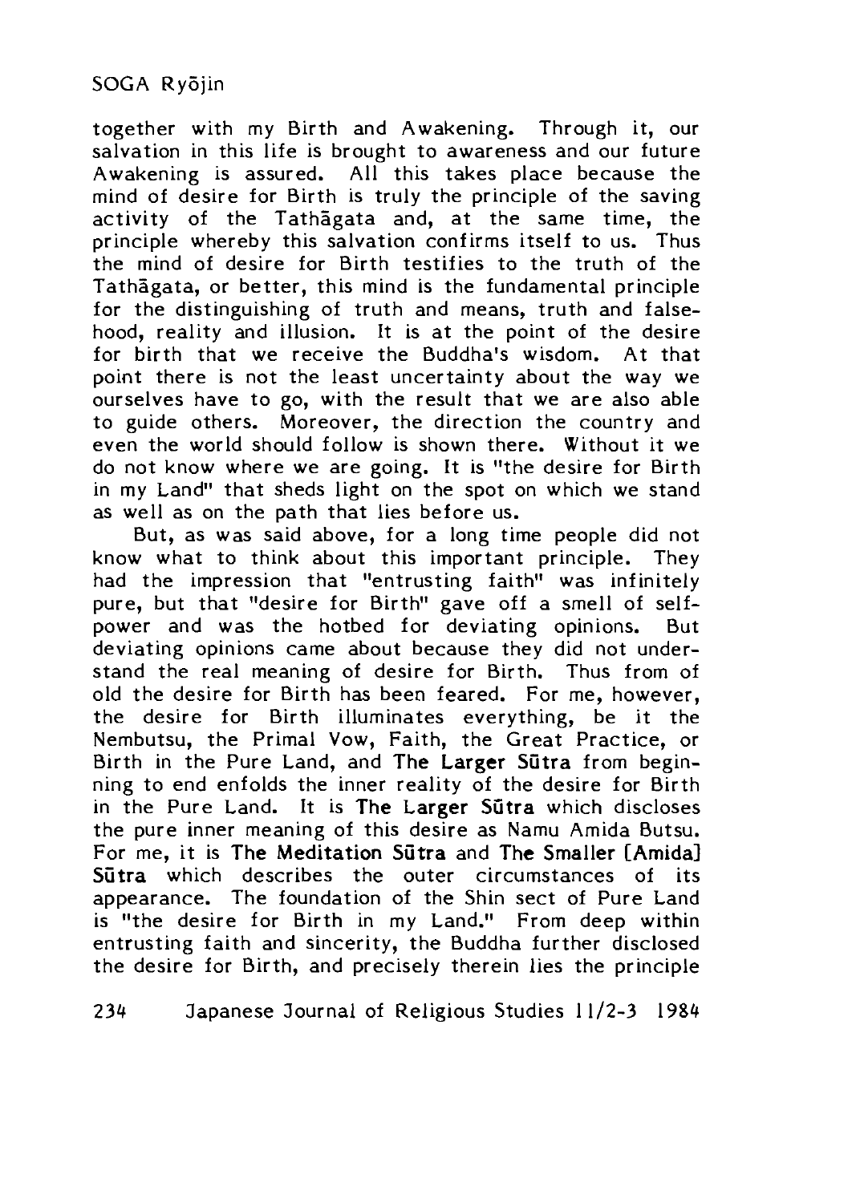together with my Birth and Awakening. Through it, our salvation in this life is brought to awareness and our future Awakening is assured. All this takes place because the mind of desire for Birth is truly the principle of the saving activity of the Tathāgata and, at the same time, the principle whereby this salvation confirms itself to us. Thus the mind of desire for Birth testifies to the truth of the Tathāgata, or better, this mind is the fundamental principle for the distinguishing of truth and means, truth and falsehood, reality and illusion. It is at the point of the desire for birth that we receive the Buddha's wisdom. At that point there is not the least uncertainty about the way we ourselves have to go, with the result that we are also able to guide others. Moreover, the direction the country and even the world should follow is shown there. Without it we do not know where we are going. It is "the desire for Birth in my Land" that sheds light on the spot on which we stand as well as on the path that lies before us.

But, as was said above, for a long time people did not know what to think about this important principle. They had the impression that "entrusting faith" was infinitely pure, but that "desire for Birth" gave off a smell of self-power and was the hotbed for deviating opinions. But deviating opinions came about because they did not understand the real meaning of desire for Birth. Thus from of old the desire for Birth has been feared. For me, however, the desire for Birth illuminates everything, be it the Nembutsu, the Primal Vow, Faith, the Great Practice, or Birth in the Pure Land, and **The Larger Sūtra** from beginning to end enfolds the inner reality of the desire for Birth in the Pure Land. It is **The Larger Sūtra** which discloses the pure inner meaning of this desire as Namu Amida Butsu. For me, it is **The Meditation Sūtra** and **The Smaller [Amida] Sūtra** which describes the outer circumstances of its appearance. The foundation of the Shin sect of Pure Land is "the desire for Birth in my Land." From deep within entrusting faith and sincerity, the Buddha further disclosed the desire for Birth, and precisely therein lies the principle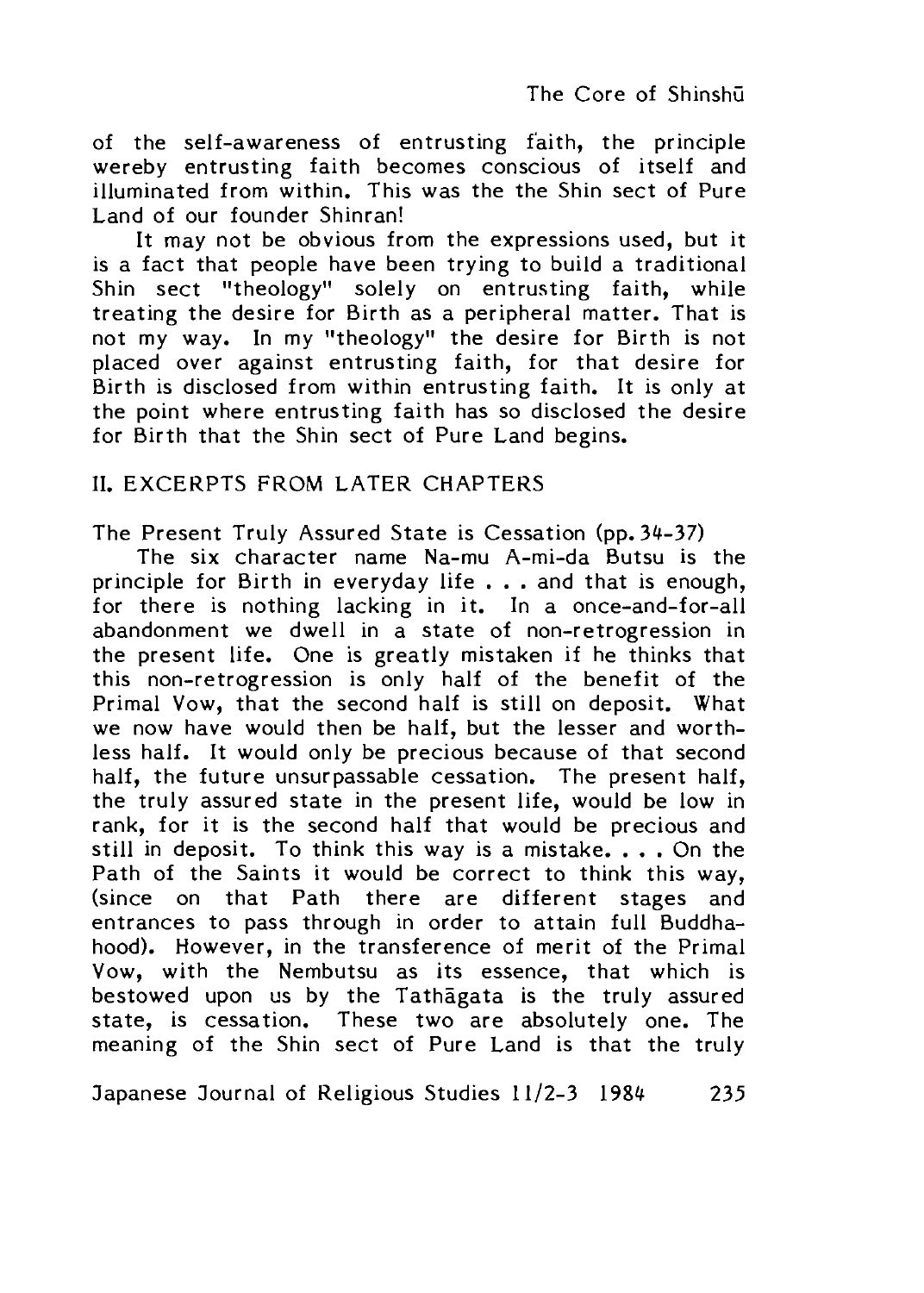of the self-awareness of entrusting faith, the principle wereby entrusting faith becomes conscious of itself and illuminated from within. This was the the Shin sect of Pure Land of our founder Shinran!

It may not be obvious from the expressions used, but it is a fact that people have been trying to build a traditional Shin sect "theology" solely on entrusting faith, while treating the desire for Birth as a peripheral matter. That is not my way. In my "theology" the desire for Birth is not placed over against entrusting faith, for that desire for Birth is disclosed from within entrusting faith. It is only at the point where entrusting faith has so disclosed the desire for Birth that the Shin sect of Pure Land begins.

## II. EXCERPTS FROM LATER CHAPTERS

### The Present Truly Assured State is Cessation (pp. 34-37)

The six character name Na-mu A-mi-da Butsu is the principle for Birth in everyday life . . . and that is enough, for there is nothing lacking in it. In a once-and-for-all abandonment we dwell in a state of non-retrogression in the present life. One is greatly mistaken if he thinks that this non-retrogression is only half of the benefit of the Primal Vow, that the second half is still on deposit. What we now have would then be half, but the lesser and worthless half. It would only be precious because of that second half, the future unsurpassable cessation. The present half, the truly assured state in the present life, would be low in rank, for it is the second half that would be precious and still in deposit. To think this way is a mistake. . . . On the Path of the Saints it would be correct to think this way, (since on that Path there are different stages and entrances to pass through in order to attain full Buddhahood). However, in the transference of merit of the Primal Vow, with the Nembutsu as its essence, that which is bestowed upon us by the Tathāgata is the truly assured state, is cessation. These two are absolutely one. The meaning of the Shin sect of Pure Land is that the truly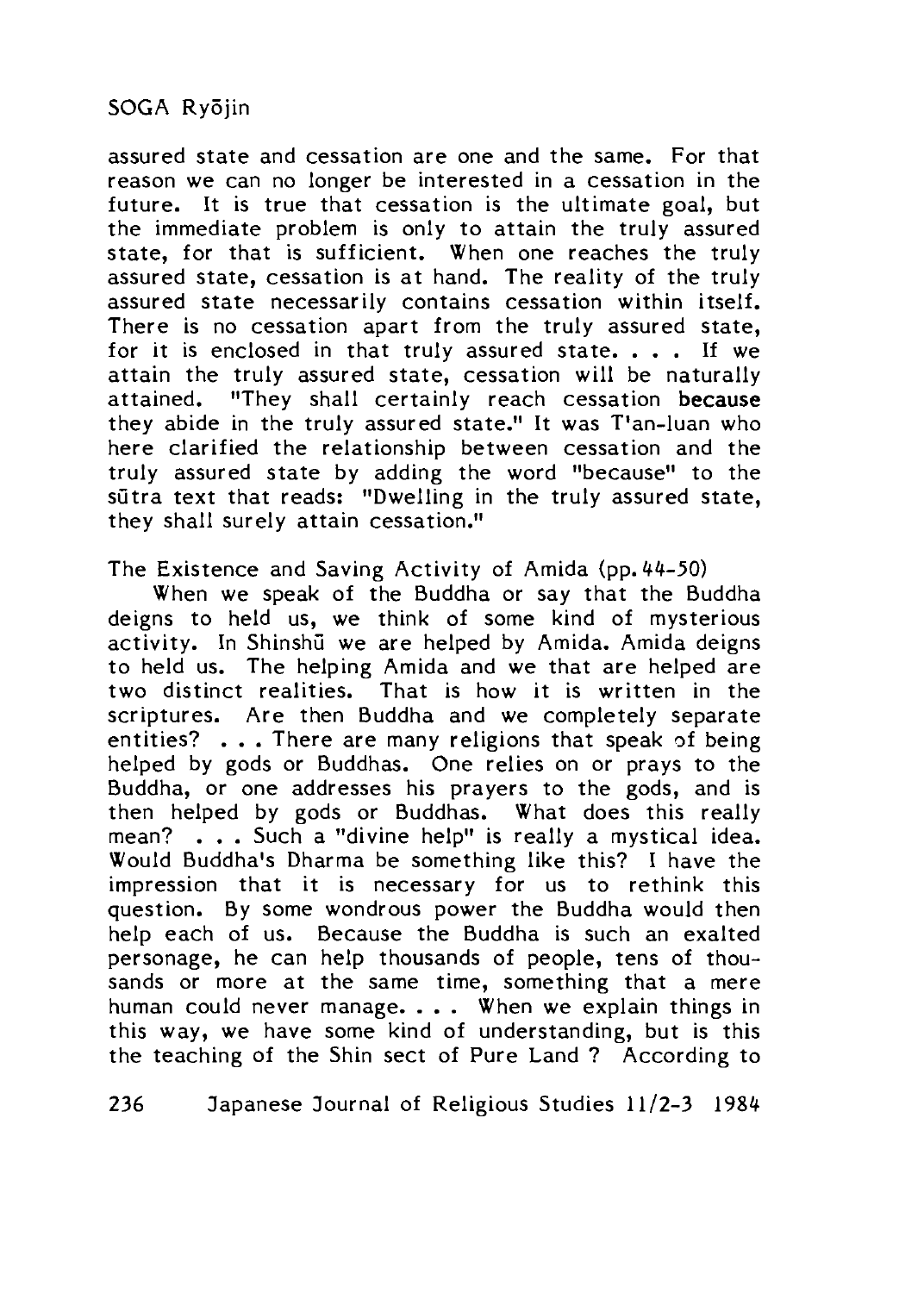assured state and cessation are one and the same. For that reason we can no longer be interested in a cessation in the future. It is true that cessation is the ultimate goal, but the immediate problem is only to attain the truly assured state, for that is sufficient. When one reaches the truly assured state, cessation is at hand. The reality of the truly assured state necessarily contains cessation within itself. There is no cessation apart from the truly assured state, for it is enclosed in that truly assured state. . . . If we attain the truly assured state, cessation will be naturally attained. "They shall certainly reach cessation **because** they abide in the truly assured state." It was T'an-luan who here clarified the relationship between cessation and the truly assured state by adding the word "because" to the sūtra text that reads: "Dwelling in the truly assured state, they shall surely attain cessation."

The Existence and Saving Activity of Amida (pp. 44-50)

When we speak of the Buddha or say that the Buddha deigns to held us, we think of some kind of mysterious activity. In Shinshū we are helped by Amida. Amida deigns to held us. The helping Amida and we that are helped are two distinct realities. That is how it is written in the scriptures. Are then Buddha and we completely separate entities? . . . There are many religions that speak of being helped by gods or Buddhas. One relies on or prays to the Buddha, or one addresses his prayers to the gods, and is then helped by gods or Buddhas. What does this really mean? . . . Such a "divine help" is really a mystical idea. Would Buddha's Dharma be something like this? I have the impression that it is necessary for us to rethink this question. By some wondrous power the Buddha would then help each of us. Because the Buddha is such an exalted personage, he can help thousands of people, tens of thousands or more at the same time, something that a mere human could never manage. . . . When we explain things in this way, we have some kind of understanding, but is this the teaching of the Shin sect of Pure Land ? According to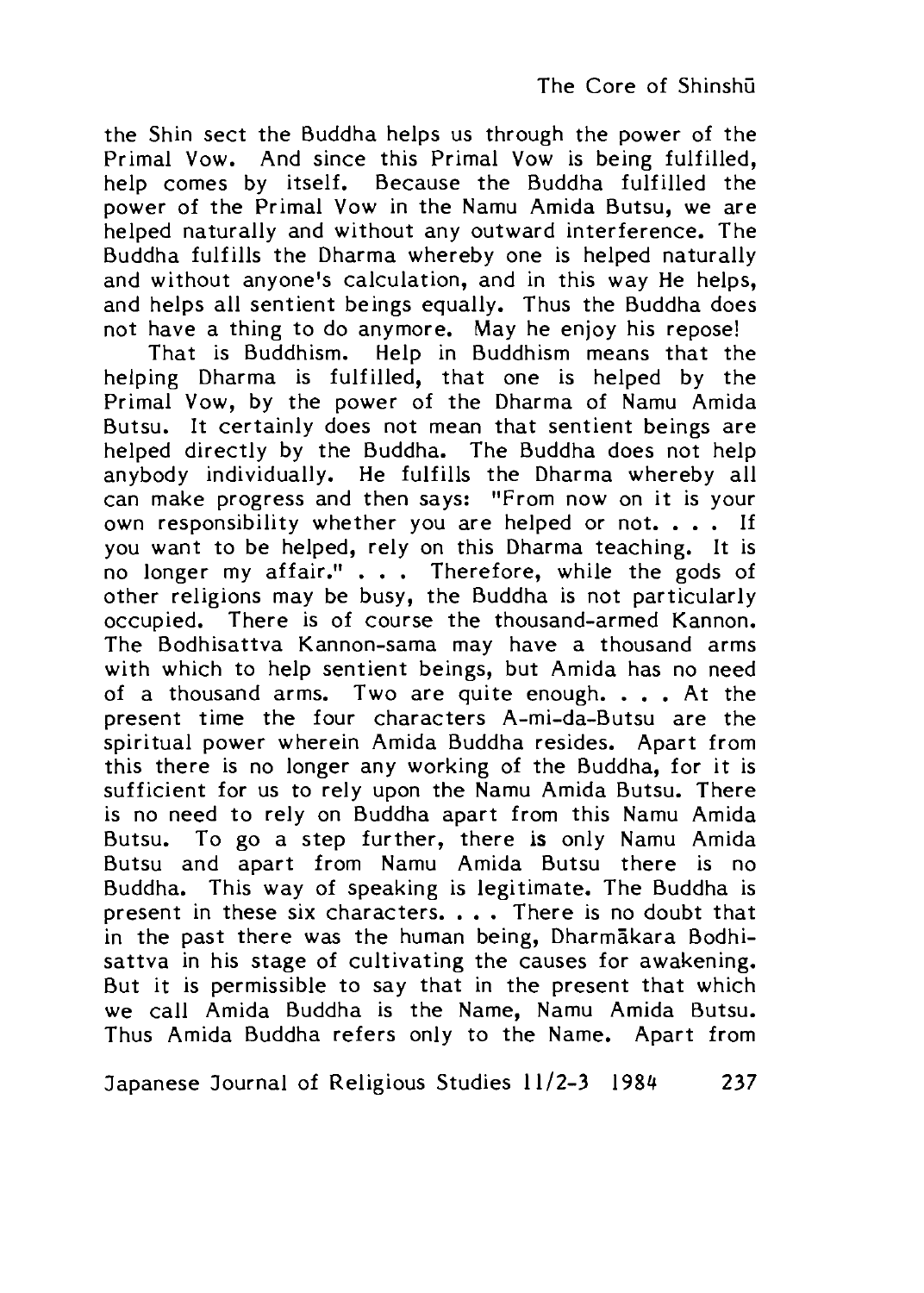the Shin sect the Buddha helps us through the power of the Primal Vow. And since this Primal Vow is being fulfilled, help comes by itself. Because the Buddha fulfilled the power of the Primal Vow in the Namu Amida Butsu, we are helped naturally and without any outward interference. The Buddha fulfills the Dharma whereby one is helped naturally and without anyone's calculation, and in this way He helps, and helps all sentient beings equally. Thus the Buddha does not have a thing to do anymore. May he enjoy his repose!

That is Buddhism. Help in Buddhism means that the helping Dharma is fulfilled, that one is helped by the Primal Vow, by the power of the Dharma of Namu Amida Butsu. It certainly does not mean that sentient beings are helped directly by the Buddha. The Buddha does not help anybody individually. He fulfills the Dharma whereby all can make progress and then says: "From now on it is your own responsibility whether you are helped or not. . . . If you want to be helped, rely on this Dharma teaching. It is no longer my affair." . . . Therefore, while the gods of other religions may be busy, the Buddha is not particularly occupied. There is of course the thousand-armed Kannon. The Bodhisattva Kannon-sama may have a thousand arms with which to help sentient beings, but Amida has no need of a thousand arms. Two are quite enough. . . . At the present time the four characters A-mi-da-Butsu are the spiritual power wherein Amida Buddha resides. Apart from this there is no longer any working of the Buddha, for it is sufficient for us to rely upon the Namu Amida Butsu. There is no need to rely on Buddha apart from this Namu Amida Butsu. To go a step further, there is only Namu Amida Butsu and apart from Namu Amida Butsu there is no Buddha. This way of speaking is legitimate. The Buddha is present in these six characters. . . . There is no doubt that in the past there was the human being, Dharmākara Bodhisattva in his stage of cultivating the causes for awakening. But it is permissible to say that in the present that which we call Amida Buddha is the Name, Namu Amida Butsu. Thus Amida Buddha refers only to the Name. Apart from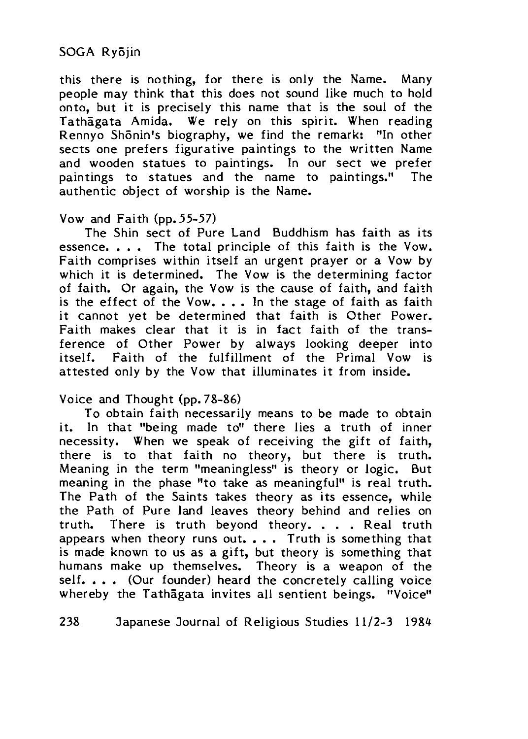this there is nothing, for there is only the Name. Many people may think that this does not sound like much to hold onto, but it is precisely this name that is the soul of the Tathāgata Amida. We rely on this spirit. When reading Rennyo Shōnin's biography, we find the remark: "In other sects one prefers figurative paintings to the written Name and wooden statues to paintings. In our sect we prefer paintings to statues and the name to paintings." The authentic object of worship is the Name.

### Vow and Faith (pp. 55-57)

The Shin sect of Pure Land Buddhism has faith as its essence. . . . The total principle of this faith is the Vow. Faith comprises within itself an urgent prayer or a Vow by which it is determined. The Vow is the determining factor of faith. Or again, the Vow is the cause of faith, and faith is the effect of the Vow. . . . In the stage of faith as faith it cannot yet be determined that faith is Other Power. Faith makes clear that it is in fact faith of the transference of Other Power by always looking deeper into itself. Faith of the fulfillment of the Primal Vow is attested only by the Vow that illuminates it from inside.

### Voice and Thought (pp. 78-86)

To obtain faith necessarily means to be made to obtain it. In that "being made to" there lies a truth of inner necessity. When we speak of receiving the gift of faith, there is to that faith no theory, but there is truth. Meaning in the term "meaningless" is theory or logic. But meaning in the phase "to take as meaningful" is real truth. The Path of the Saints takes theory as its essence, while the Path of Pure land leaves theory behind and relies on truth. There is truth beyond theory. . . . Real truth appears when theory runs out. . . . Truth is something that is made known to us as a gift, but theory is something that humans make up themselves. Theory is a weapon of the self. . . . (Our founder) heard the concretely calling voice whereby the Tathāgata invites all sentient beings. "Voice"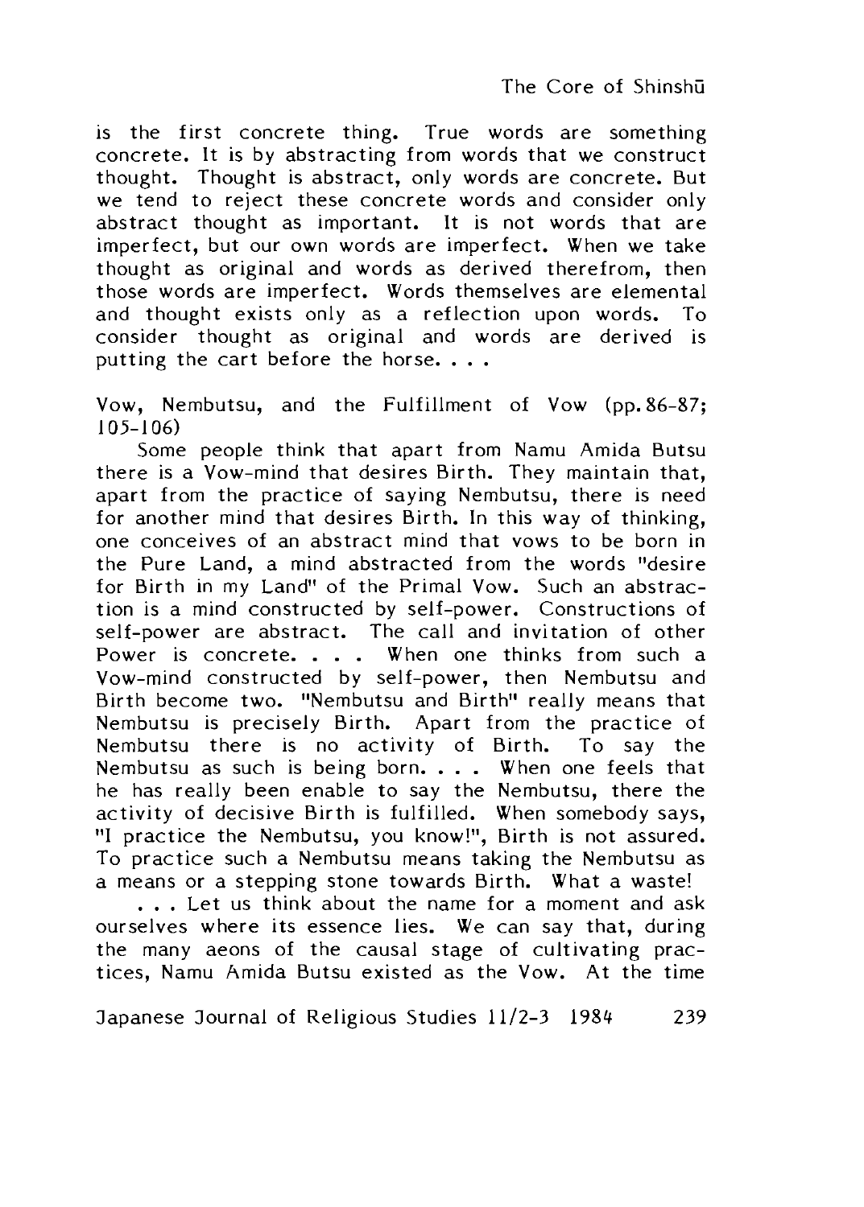is the first concrete thing. True words are something concrete. It is by abstracting from words that we construct thought. Thought is abstract, only words are concrete. But we tend to reject these concrete words and consider only abstract thought as important. It is not words that are imperfect, but our own words are imperfect. When we take thought as original and words as derived therefrom, then those words are imperfect. Words themselves are elemental and thought exists only as a reflection upon words. To consider thought as original and words are derived is putting the cart before the horse. . . .

Vow, Nembutsu, and the Fulfillment of Vow (pp.86-87; 105-106)

Some people think that apart from Namu Amida Butsu there is a Vow-mind that desires Birth. They maintain that, apart from the practice of saying Nembutsu, there is need for another mind that desires Birth. In this way of thinking, one conceives of an abstract mind that vows to be born in the Pure Land, a mind abstracted from the words "desire for Birth in my Land" of the Primal Vow. Such an abstraction is a mind constructed by self-power. Constructions of self-power are abstract. The call and invitation of other Power is concrete. . . . When one thinks from such a Vow-mind constructed by self-power, then Nembutsu and Birth become two. "Nembutsu and Birth" really means that Nembutsu is precisely Birth. Apart from the practice of Nembutsu there is no activity of Birth. To say the Nembutsu as such is being born. . . . When one feels that he has really been enable to say the Nembutsu, there the activity of decisive Birth is fulfilled. When somebody says, "I practice the Nembutsu, you know!", Birth is not assured. To practice such a Nembutsu means taking the Nembutsu as a means or a stepping stone towards Birth. What a waste!

. . . Let us think about the name for a moment and ask ourselves where its essence lies. We can say that, during the many aeons of the causal stage of cultivating practices, Namu Amida Butsu existed as the Vow. At the time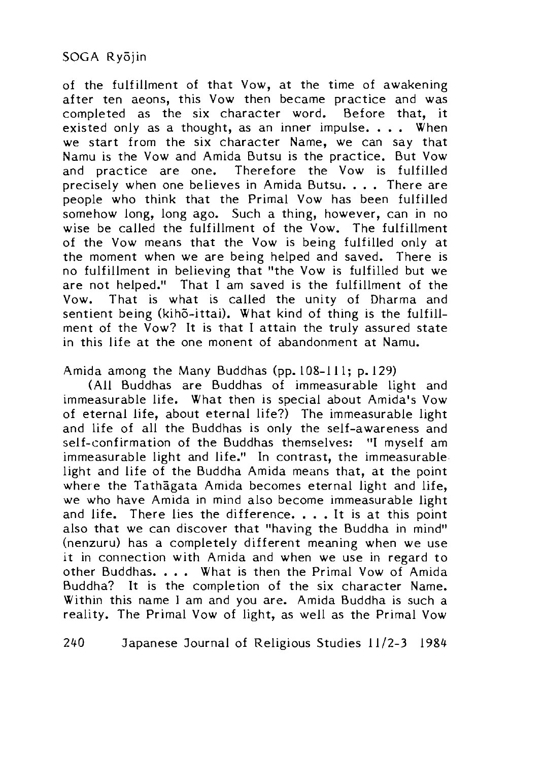of the fulfillment of that Vow, at the time of awakening after ten aeons, this Vow then became practice and was completed as the six character word. Before that, it existed only as a thought, as an inner impulse. . . . When we start from the six character Name, we can say that Namu is the Vow and Amida Butsu is the practice. But Vow and practice are one. Therefore the Vow is fulfilled precisely when one believes in Amida Butsu. . . . There are people who think that the Primal Vow has been fulfilled somehow long, long ago. Such a thing, however, can in no wise be called the fulfillment of the Vow. The fulfillment of the Vow means that the Vow is being fulfilled only at the moment when we are being helped and saved. There is no fulfillment in believing that "the Vow is fulfilled but we are not helped." That I am saved is the fulfillment of the Vow. That is what is called the unity of Dharma and sentient being (kihō-ittai). What kind of thing is the fulfillment of the Vow? It is that I attain the truly assured state in this life at the one monent of abandonment at Namu.

Amida among the Many Buddhas (pp. 108-111; p. 129)

(All Buddhas are Buddhas of immeasurable light and immeasurable life. What then is special about Amida's Vow of eternal life, about eternal life?) The immeasurable light and life of all the Buddhas is only the self-awareness and self-confirmation of the Buddhas themselves: "I myself am immeasurable light and life." In contrast, the immeasurable light and life of the Buddha Amida means that, at the point where the Tathāgata Amida becomes eternal light and life, we who have Amida in mind also become immeasurable light and life. There lies the difference. . . . It is at this point also that we can discover that "having the Buddha in mind" (nenzuru) has a completely different meaning when we use it in connection with Amida and when we use in regard to other Buddhas. . . . What is then the Primal Vow of Amida Buddha? It is the completion of the six character Name. Within this name I am and you are. Amida Buddha is such a reality. The Primal Vow of light, as well as the Primal Vow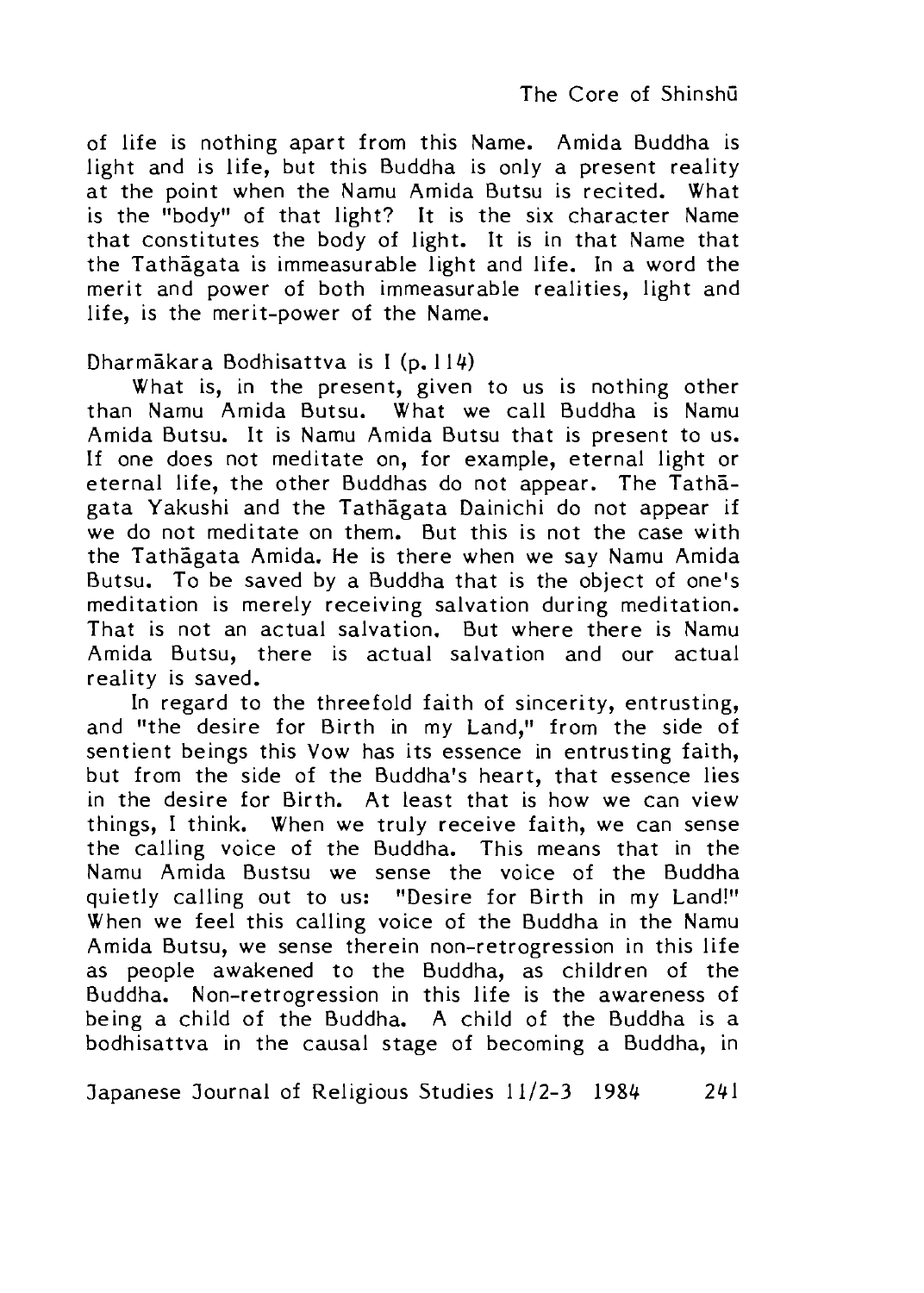of life is nothing apart from this Name. Amida Buddha is light and is life, but this Buddha is only a present reality at the point when the Namu Amida Butsu is recited. What is the "body" of that light? It is the six character Name that constitutes the body of light. It is in that Name that the Tathāgata is immeasurable light and life. In a word the merit and power of both immeasurable realities, light and life, is the merit-power of the Name.

Dharmākara Bodhisattva is I (p. 114)

What is, in the present, given to us is nothing other than Namu Amida Butsu. What we call Buddha is Namu Amida Butsu. It is Namu Amida Butsu that is present to us. If one does not meditate on, for example, eternal light or eternal life, the other Buddhas do not appear. The Tathāgata Yakushi and the Tathāgata Dainichi do not appear if we do not meditate on them. But this is not the case with the Tathāgata Amida. He is there when we say Namu Amida Butsu. To be saved by a Buddha that is the object of one's meditation is merely receiving salvation during meditation. That is not an actual salvation. But where there is Namu Amida Butsu, there is actual salvation and our actual reality is saved.

In regard to the threefold faith of sincerity, entrusting, and "the desire for Birth in my Land," from the side of sentient beings this Vow has its essence in entrusting faith, but from the side of the Buddha's heart, that essence lies in the desire for Birth. At least that is how we can view things, I think. When we truly receive faith, we can sense the calling voice of the Buddha. This means that in the Namu Amida Bustsu we sense the voice of the Buddha quietly calling out to us: "Desire for Birth in my Land!" When we feel this calling voice of the Buddha in the Namu Amida Butsu, we sense therein non-retrogression in this life as people awakened to the Buddha, as children of the Buddha. Non-retrogression in this life is the awareness of being a child of the Buddha. A child of the Buddha is a bodhisattva in the causal stage of becoming a Buddha, in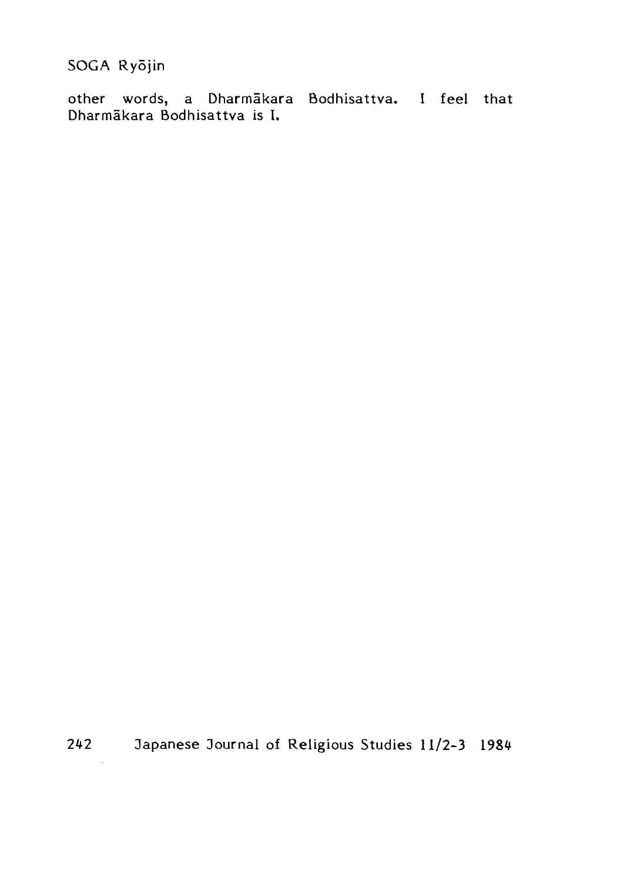other words, a Dharmākara Bodhisattva. I feel that Dharmākara Bodhisattva is I.